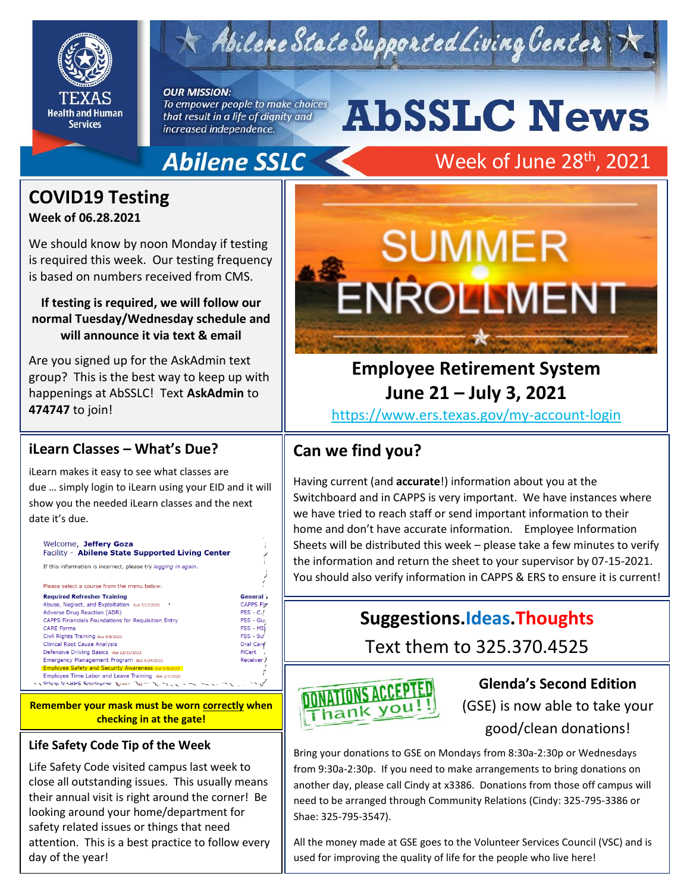# Abilene State Supported Living Center

**OUR MISSION:**
*To empower people to make choices that result in a life of dignity and increased independence.*

# AbSSLC News

**Abilene SSLC** — Week of June 28th, 2021

## COVID19 Testing

**Week of 06.28.2021**

We should know by noon Monday if testing is required this week. Our testing frequency is based on numbers received from CMS.

**If testing is required, we will follow our normal Tuesday/Wednesday schedule and will announce it via text & email**

Are you signed up for the AskAdmin text group? This is the best way to keep up with happenings at AbSSLC! Text **AskAdmin** to **474747** to join!

## SUMMER ENROLLMENT

### Employee Retirement System
### June 21 – July 3, 2021

https://www.ers.texas.gov/my-account-login

## iLearn Classes – What's Due?

iLearn makes it easy to see what classes are due … simply login to iLearn using your EID and it will show you the needed iLearn classes and the next date it's due.

**Remember your mask must be worn correctly when checking in at the gate!**

## Can we find you?

Having current (and **accurate**!) information about you at the Switchboard and in CAPPS is very important. We have instances where we have tried to reach staff or send important information to their home and don't have accurate information. Employee Information Sheets will be distributed this week – please take a few minutes to verify the information and return the sheet to your supervisor by 07-15-2021. You should also verify information in CAPPS & ERS to ensure it is current!

## Suggestions.Ideas.Thoughts

Text them to 325.370.4525

## Life Safety Code Tip of the Week

Life Safety Code visited campus last week to close all outstanding issues. This usually means their annual visit is right around the corner! Be looking around your home/department for safety related issues or things that need attention. This is a best practice to follow every day of the year!

## DONATIONS ACCEPTED — Thank you!!

**Glenda's Second Edition** (GSE) is now able to take your good/clean donations!

Bring your donations to GSE on Mondays from 8:30a-2:30p or Wednesdays from 9:30a-2:30p. If you need to make arrangements to bring donations on another day, please call Cindy at x3386. Donations from those off campus will need to be arranged through Community Relations (Cindy: 325-795-3386 or Shae: 325-795-3547).

All the money made at GSE goes to the Volunteer Services Council (VSC) and is used for improving the quality of life for the people who live here!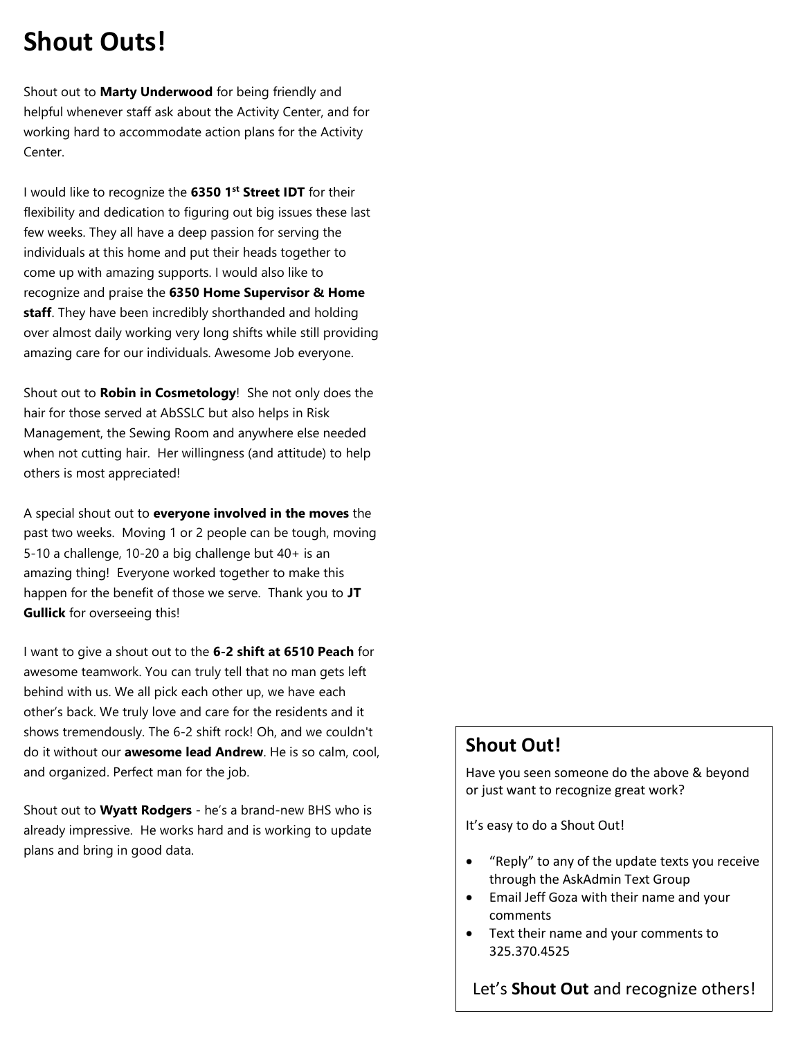# Shout Outs!

Shout out to **Marty Underwood** for being friendly and helpful whenever staff ask about the Activity Center, and for working hard to accommodate action plans for the Activity Center.

I would like to recognize the **6350 1st Street IDT** for their flexibility and dedication to figuring out big issues these last few weeks. They all have a deep passion for serving the individuals at this home and put their heads together to come up with amazing supports. I would also like to recognize and praise the **6350 Home Supervisor & Home staff**. They have been incredibly shorthanded and holding over almost daily working very long shifts while still providing amazing care for our individuals. Awesome Job everyone.

Shout out to **Robin in Cosmetology**! She not only does the hair for those served at AbSSLC but also helps in Risk Management, the Sewing Room and anywhere else needed when not cutting hair. Her willingness (and attitude) to help others is most appreciated!

A special shout out to **everyone involved in the moves** the past two weeks. Moving 1 or 2 people can be tough, moving 5-10 a challenge, 10-20 a big challenge but 40+ is an amazing thing! Everyone worked together to make this happen for the benefit of those we serve. Thank you to **JT Gullick** for overseeing this!

I want to give a shout out to the **6-2 shift at 6510 Peach** for awesome teamwork. You can truly tell that no man gets left behind with us. We all pick each other up, we have each other's back. We truly love and care for the residents and it shows tremendously. The 6-2 shift rock! Oh, and we couldn't do it without our **awesome lead Andrew**. He is so calm, cool, and organized. Perfect man for the job.

Shout out to **Wyatt Rodgers** - he's a brand-new BHS who is already impressive. He works hard and is working to update plans and bring in good data.

## Shout Out!

Have you seen someone do the above & beyond or just want to recognize great work?

It's easy to do a Shout Out!

- "Reply" to any of the update texts you receive through the AskAdmin Text Group
- Email Jeff Goza with their name and your comments
- Text their name and your comments to 325.370.4525

Let's **Shout Out** and recognize others!